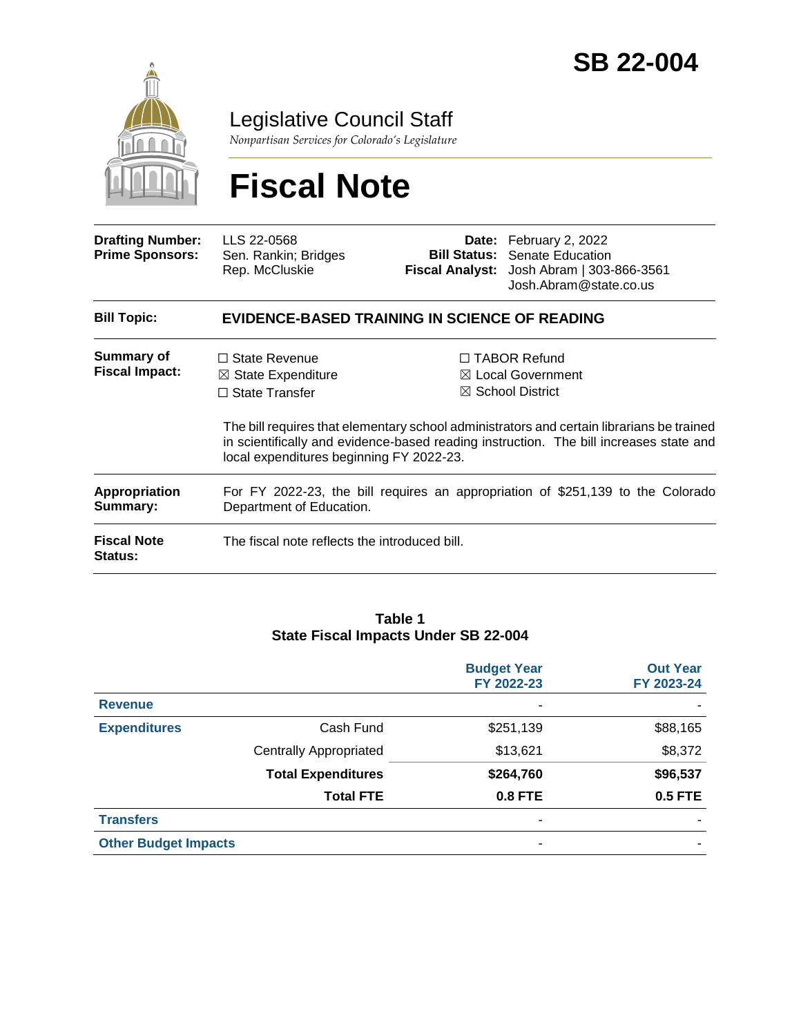# SB 22-004

## Legislative Council Staff

*Nonpartisan Services for Colorado's Legislature*

# Fiscal Note

| | | | |
|---|---|---|---|
| **Drafting Number:** | LLS 22-0568 | **Date:** | February 2, 2022 |
| **Prime Sponsors:** | Sen. Rankin; Bridges<br>Rep. McCluskie | **Bill Status:** | Senate Education |
| | | **Fiscal Analyst:** | Josh Abram \| 303-866-3561<br>Josh.Abram@state.co.us |

**Bill Topic:** **EVIDENCE-BASED TRAINING IN SCIENCE OF READING**

**Summary of Fiscal Impact:**

- ☐ State Revenue
- ☒ State Expenditure
- ☐ State Transfer
- ☐ TABOR Refund
- ☒ Local Government
- ☒ School District

The bill requires that elementary school administrators and certain librarians be trained in scientifically and evidence-based reading instruction. The bill increases state and local expenditures beginning FY 2022-23.

**Appropriation Summary:** For FY 2022-23, the bill requires an appropriation of $251,139 to the Colorado Department of Education.

**Fiscal Note Status:** The fiscal note reflects the introduced bill.

**Table 1**
**State Fiscal Impacts Under SB 22-004**

| | | Budget Year FY 2022-23 | Out Year FY 2023-24 |
|---|---|---|---|
| **Revenue** | | - | - |
| **Expenditures** | Cash Fund | $251,139 | $88,165 |
| | Centrally Appropriated | $13,621 | $8,372 |
| | **Total Expenditures** | **$264,760** | **$96,537** |
| | **Total FTE** | **0.8 FTE** | **0.5 FTE** |
| **Transfers** | | - | - |
| **Other Budget Impacts** | | - | - |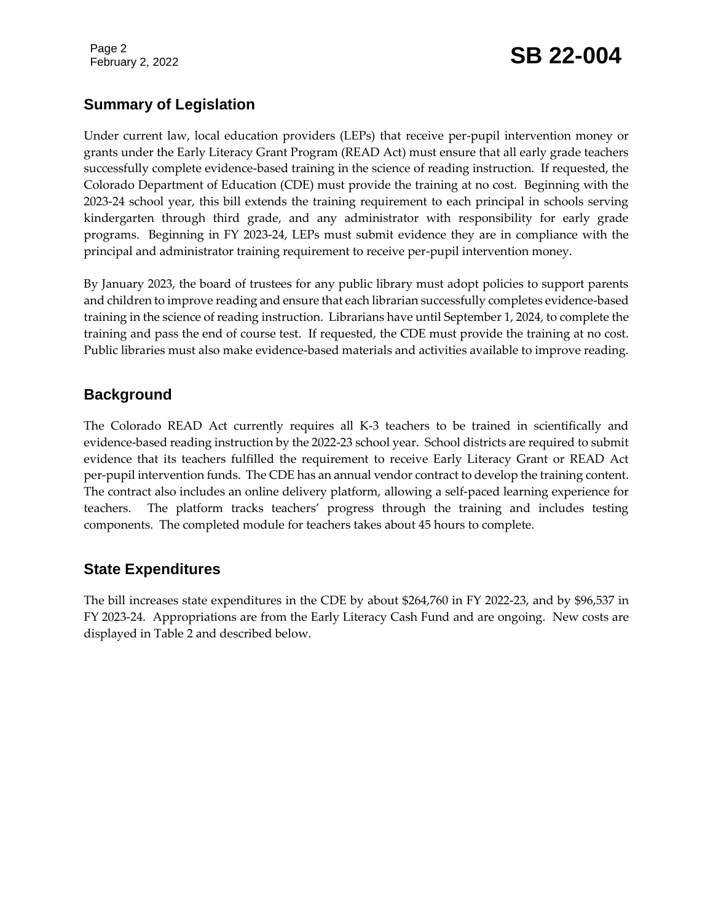## Summary of Legislation

Under current law, local education providers (LEPs) that receive per-pupil intervention money or grants under the Early Literacy Grant Program (READ Act) must ensure that all early grade teachers successfully complete evidence-based training in the science of reading instruction. If requested, the Colorado Department of Education (CDE) must provide the training at no cost. Beginning with the 2023-24 school year, this bill extends the training requirement to each principal in schools serving kindergarten through third grade, and any administrator with responsibility for early grade programs. Beginning in FY 2023-24, LEPs must submit evidence they are in compliance with the principal and administrator training requirement to receive per-pupil intervention money.

By January 2023, the board of trustees for any public library must adopt policies to support parents and children to improve reading and ensure that each librarian successfully completes evidence-based training in the science of reading instruction. Librarians have until September 1, 2024, to complete the training and pass the end of course test. If requested, the CDE must provide the training at no cost. Public libraries must also make evidence-based materials and activities available to improve reading.

## Background

The Colorado READ Act currently requires all K-3 teachers to be trained in scientifically and evidence-based reading instruction by the 2022-23 school year. School districts are required to submit evidence that its teachers fulfilled the requirement to receive Early Literacy Grant or READ Act per-pupil intervention funds. The CDE has an annual vendor contract to develop the training content. The contract also includes an online delivery platform, allowing a self-paced learning experience for teachers. The platform tracks teachers' progress through the training and includes testing components. The completed module for teachers takes about 45 hours to complete.

## State Expenditures

The bill increases state expenditures in the CDE by about $264,760 in FY 2022-23, and by $96,537 in FY 2023-24. Appropriations are from the Early Literacy Cash Fund and are ongoing. New costs are displayed in Table 2 and described below.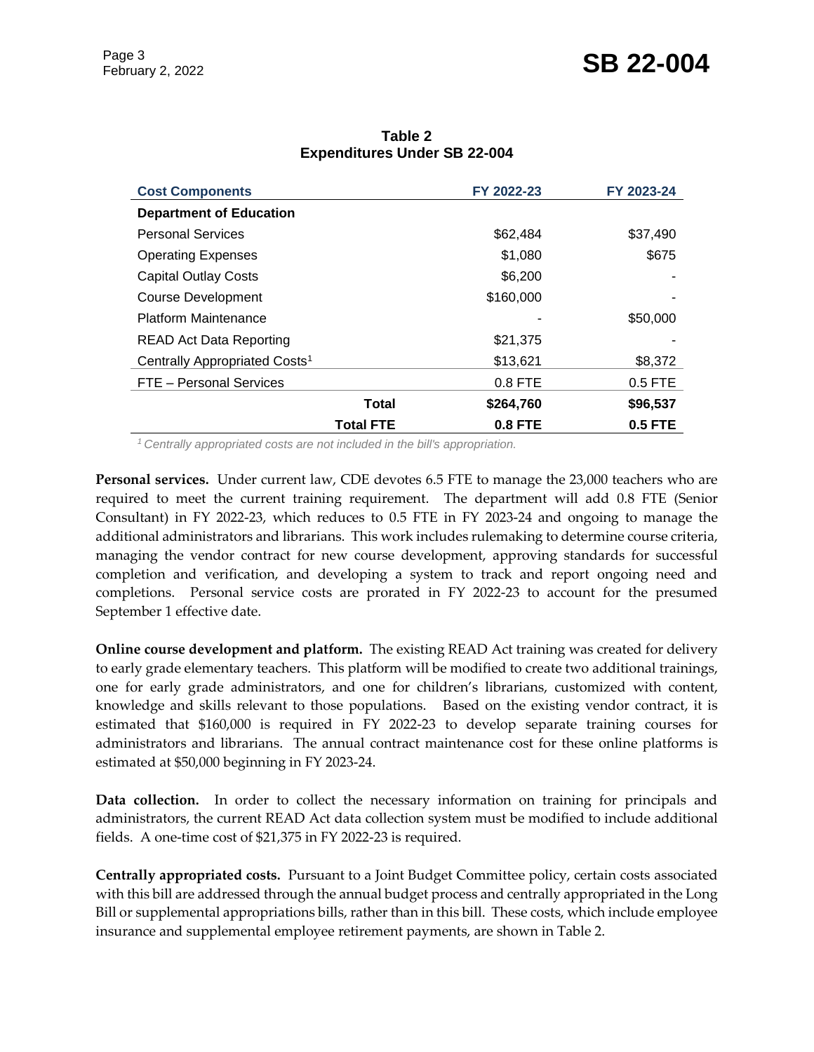**Table 2**
**Expenditures Under SB 22-004**

| Cost Components | FY 2022-23 | FY 2023-24 |
|---|---|---|
| **Department of Education** | | |
| Personal Services | $62,484 | $37,490 |
| Operating Expenses | $1,080 | $675 |
| Capital Outlay Costs | $6,200 | - |
| Course Development | $160,000 | - |
| Platform Maintenance | - | $50,000 |
| READ Act Data Reporting | $21,375 | - |
| Centrally Appropriated Costs[1] | $13,621 | $8,372 |
| FTE – Personal Services | 0.8 FTE | 0.5 FTE |
| **Total** | **$264,760** | **$96,537** |
| **Total FTE** | **0.8 FTE** | **0.5 FTE** |

*[1] Centrally appropriated costs are not included in the bill's appropriation.*

**Personal services.** Under current law, CDE devotes 6.5 FTE to manage the 23,000 teachers who are required to meet the current training requirement. The department will add 0.8 FTE (Senior Consultant) in FY 2022-23, which reduces to 0.5 FTE in FY 2023-24 and ongoing to manage the additional administrators and librarians. This work includes rulemaking to determine course criteria, managing the vendor contract for new course development, approving standards for successful completion and verification, and developing a system to track and report ongoing need and completions. Personal service costs are prorated in FY 2022-23 to account for the presumed September 1 effective date.

**Online course development and platform.** The existing READ Act training was created for delivery to early grade elementary teachers. This platform will be modified to create two additional trainings, one for early grade administrators, and one for children's librarians, customized with content, knowledge and skills relevant to those populations. Based on the existing vendor contract, it is estimated that $160,000 is required in FY 2022-23 to develop separate training courses for administrators and librarians. The annual contract maintenance cost for these online platforms is estimated at $50,000 beginning in FY 2023-24.

**Data collection.** In order to collect the necessary information on training for principals and administrators, the current READ Act data collection system must be modified to include additional fields. A one-time cost of $21,375 in FY 2022-23 is required.

**Centrally appropriated costs.** Pursuant to a Joint Budget Committee policy, certain costs associated with this bill are addressed through the annual budget process and centrally appropriated in the Long Bill or supplemental appropriations bills, rather than in this bill. These costs, which include employee insurance and supplemental employee retirement payments, are shown in Table 2.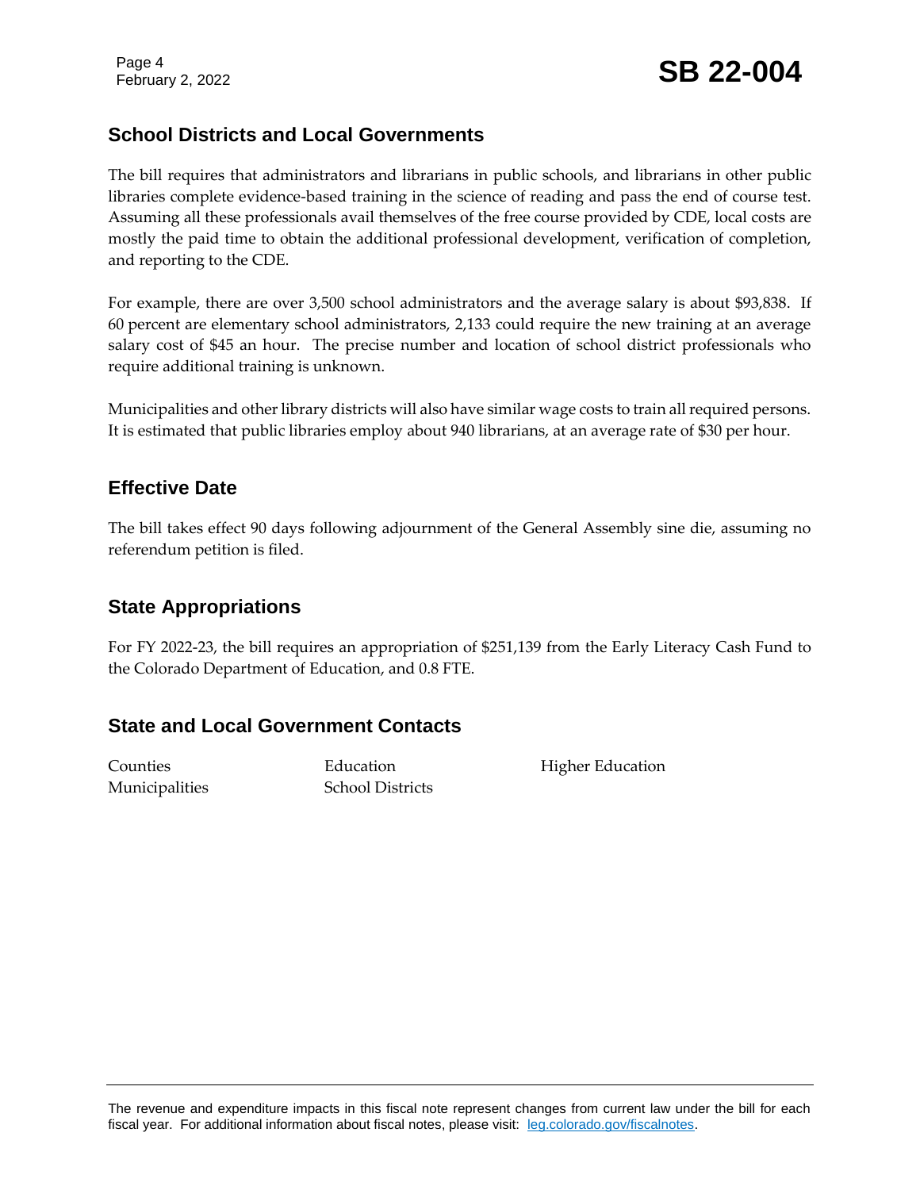## School Districts and Local Governments

The bill requires that administrators and librarians in public schools, and librarians in other public libraries complete evidence-based training in the science of reading and pass the end of course test. Assuming all these professionals avail themselves of the free course provided by CDE, local costs are mostly the paid time to obtain the additional professional development, verification of completion, and reporting to the CDE.

For example, there are over 3,500 school administrators and the average salary is about $93,838. If 60 percent are elementary school administrators, 2,133 could require the new training at an average salary cost of $45 an hour. The precise number and location of school district professionals who require additional training is unknown.

Municipalities and other library districts will also have similar wage costs to train all required persons. It is estimated that public libraries employ about 940 librarians, at an average rate of $30 per hour.

## Effective Date

The bill takes effect 90 days following adjournment of the General Assembly sine die, assuming no referendum petition is filed.

## State Appropriations

For FY 2022-23, the bill requires an appropriation of $251,139 from the Early Literacy Cash Fund to the Colorado Department of Education, and 0.8 FTE.

## State and Local Government Contacts

| | | |
|---|---|---|
| Counties | Education | Higher Education |
| Municipalities | School Districts | |

The revenue and expenditure impacts in this fiscal note represent changes from current law under the bill for each fiscal year. For additional information about fiscal notes, please visit: leg.colorado.gov/fiscalnotes.